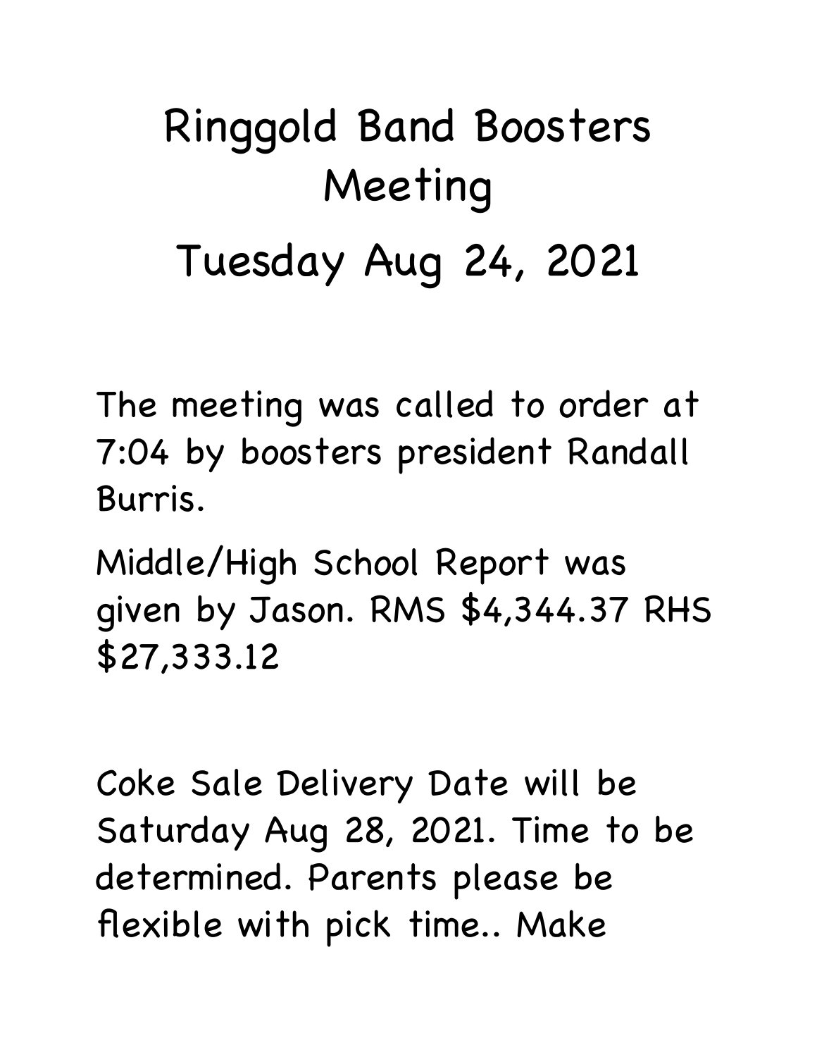# Ringgold Band Boosters Meeting

## Tuesday Aug 24, 2021

The meeting was called to order at 7:04 by boosters president Randall Burris.

Middle/High School Report was given by Jason. RMS $4,344.37 RHS $27,333.12

Coke Sale Delivery Date will be Saturday Aug 28, 2021. Time to be determined. Parents please be flexible with pick time.. Make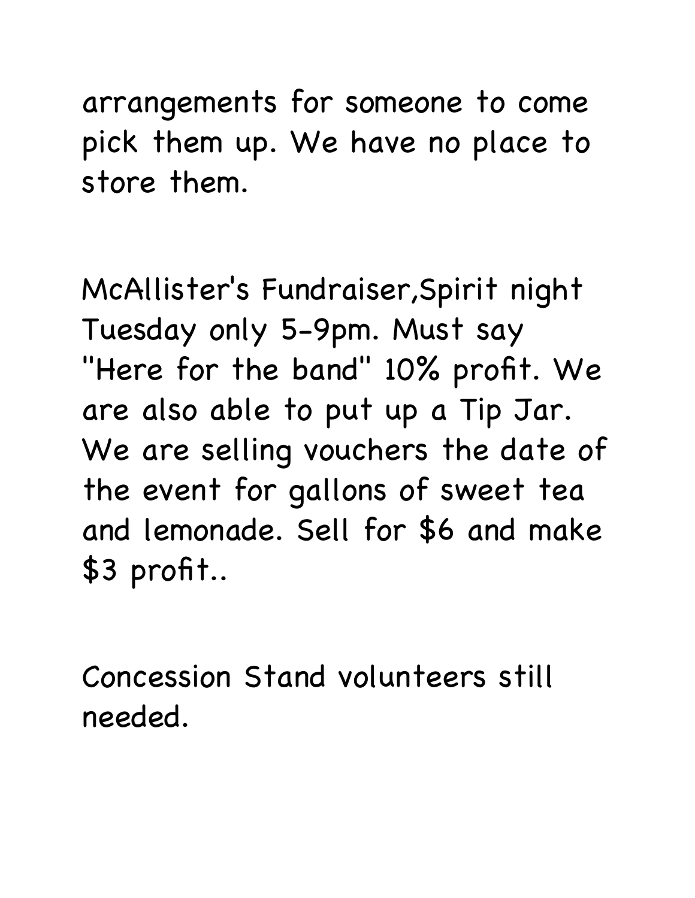arrangements for someone to come pick them up. We have no place to store them.

McAllister's Fundraiser,Spirit night Tuesday only 5-9pm. Must say "Here for the band" 10% profit. We are also able to put up a Tip Jar. We are selling vouchers the date of the event for gallons of sweet tea and lemonade. Sell for $6 and make $3 profit..

Concession Stand volunteers still needed.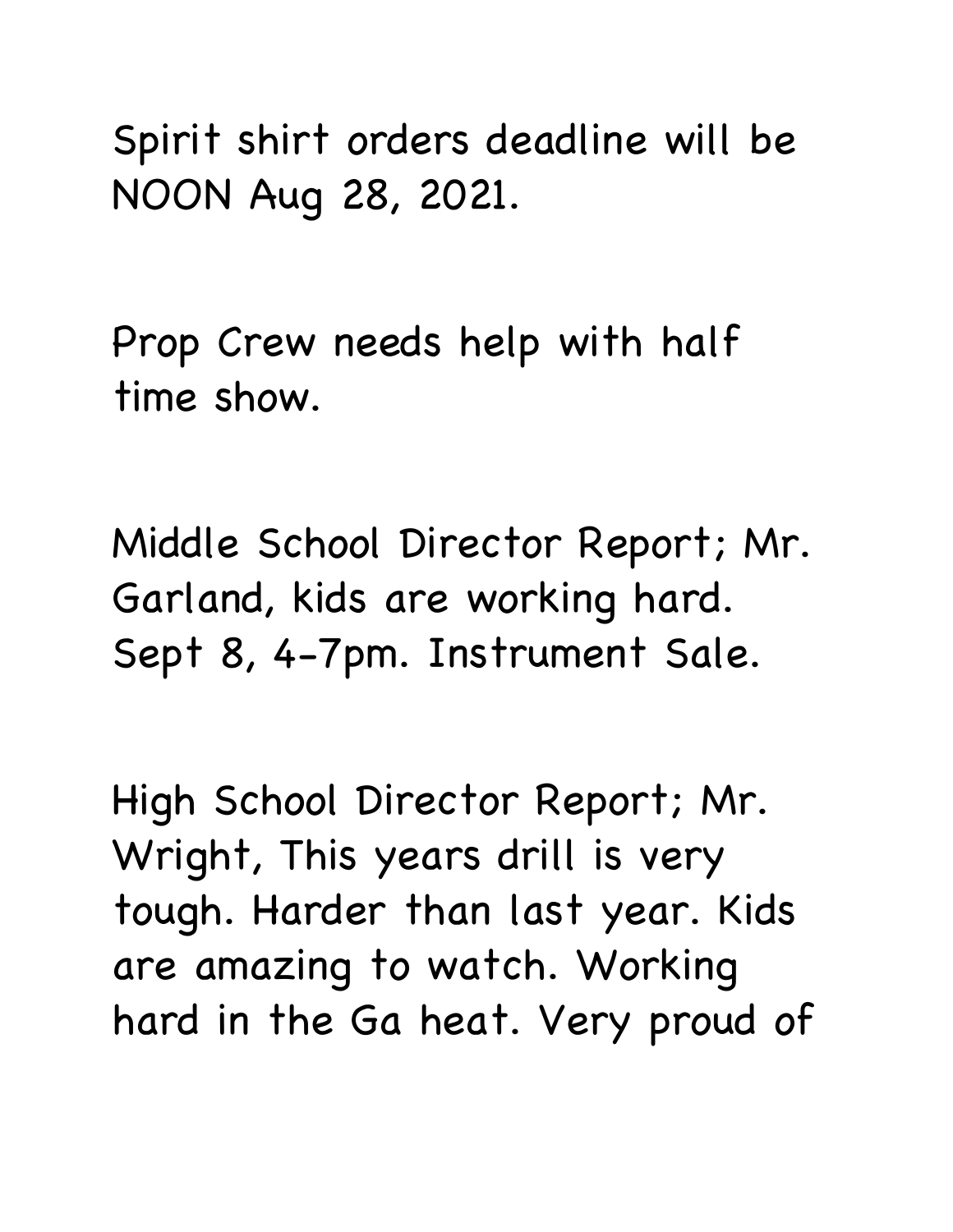Spirit shirt orders deadline will be NOON Aug 28, 2021.

Prop Crew needs help with half time show.

Middle School Director Report; Mr. Garland, kids are working hard. Sept 8, 4-7pm. Instrument Sale.

High School Director Report; Mr. Wright, This years drill is very tough. Harder than last year. Kids are amazing to watch. Working hard in the Ga heat. Very proud of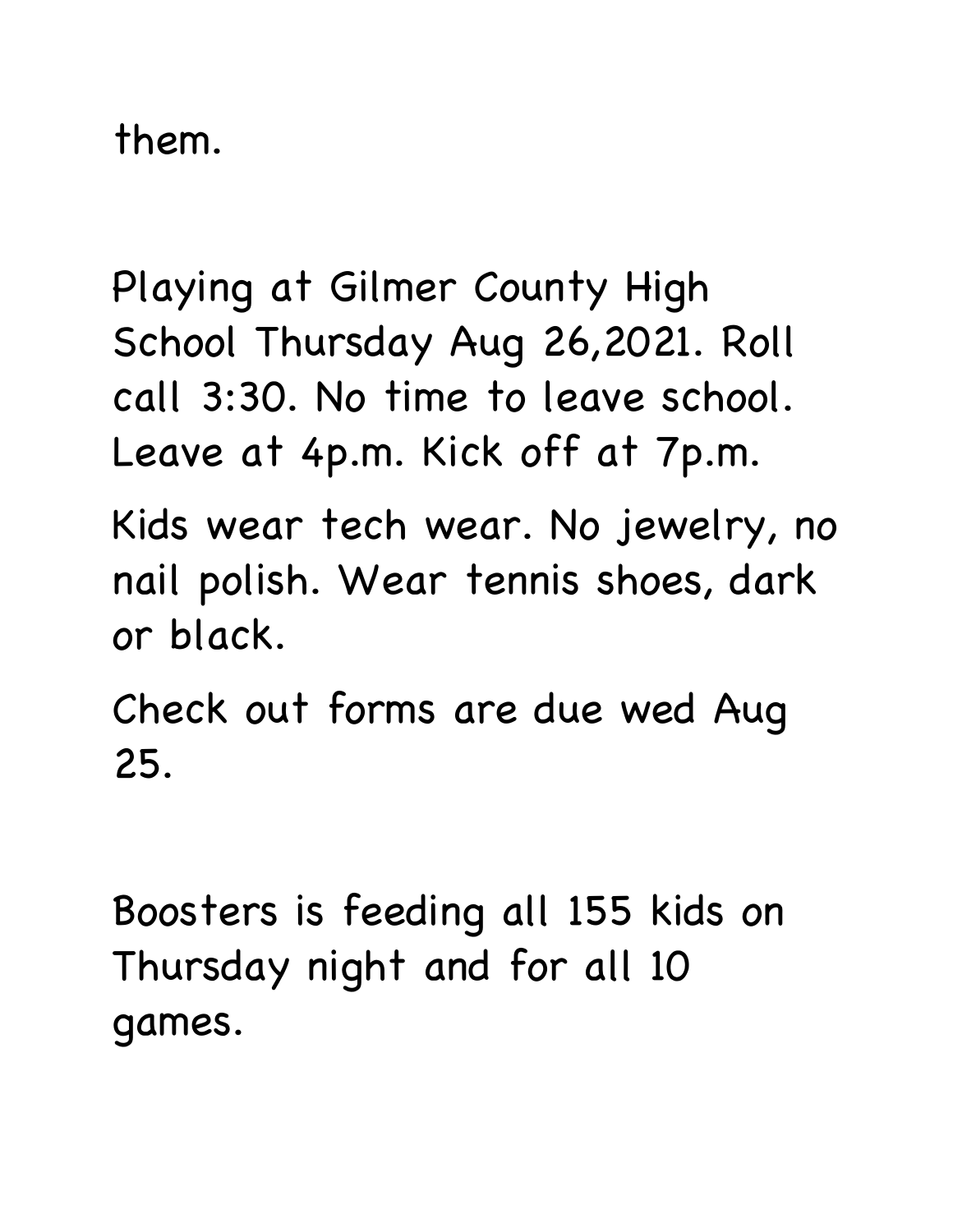them.

Playing at Gilmer County High School Thursday Aug 26,2021. Roll call 3:30. No time to leave school. Leave at 4p.m. Kick off at 7p.m.

Kids wear tech wear. No jewelry, no nail polish. Wear tennis shoes, dark or black.

Check out forms are due wed Aug 25.

Boosters is feeding all 155 kids on Thursday night and for all 10 games.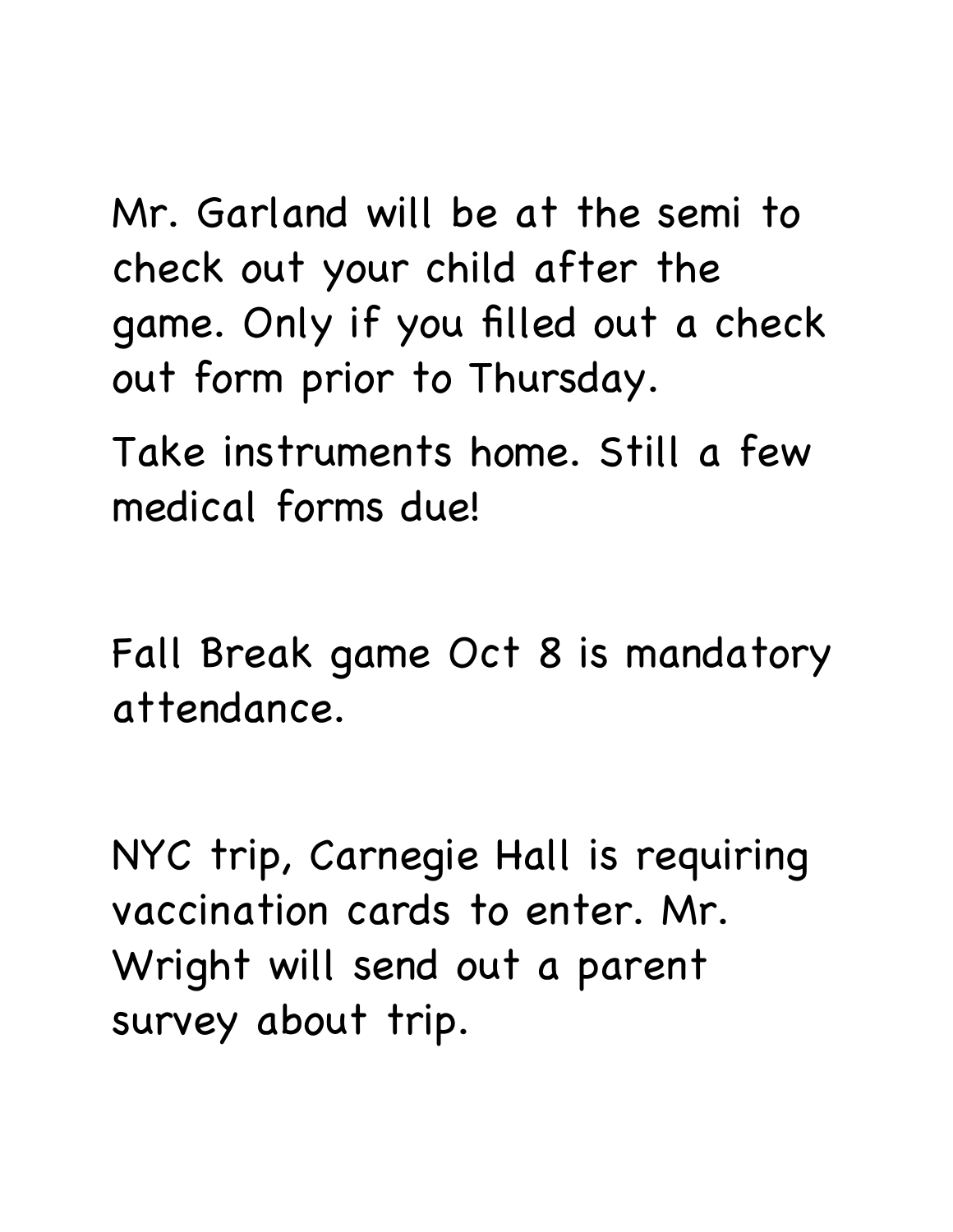Mr. Garland will be at the semi to check out your child after the game. Only if you filled out a check out form prior to Thursday.

Take instruments home. Still a few medical forms due!

Fall Break game Oct 8 is mandatory attendance.

NYC trip, Carnegie Hall is requiring vaccination cards to enter. Mr. Wright will send out a parent survey about trip.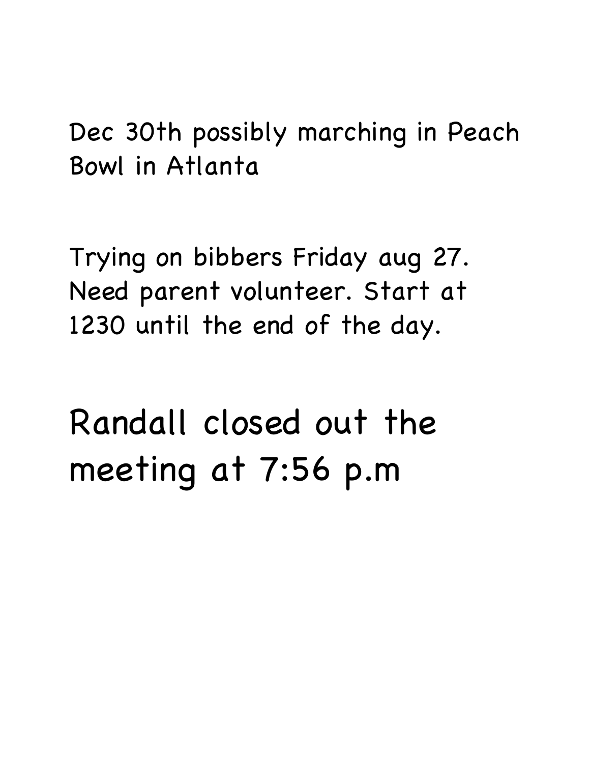Dec 30th possibly marching in Peach Bowl in Atlanta

Trying on bibbers Friday aug 27. Need parent volunteer. Start at 1230 until the end of the day.

Randall closed out the meeting at 7:56 p.m